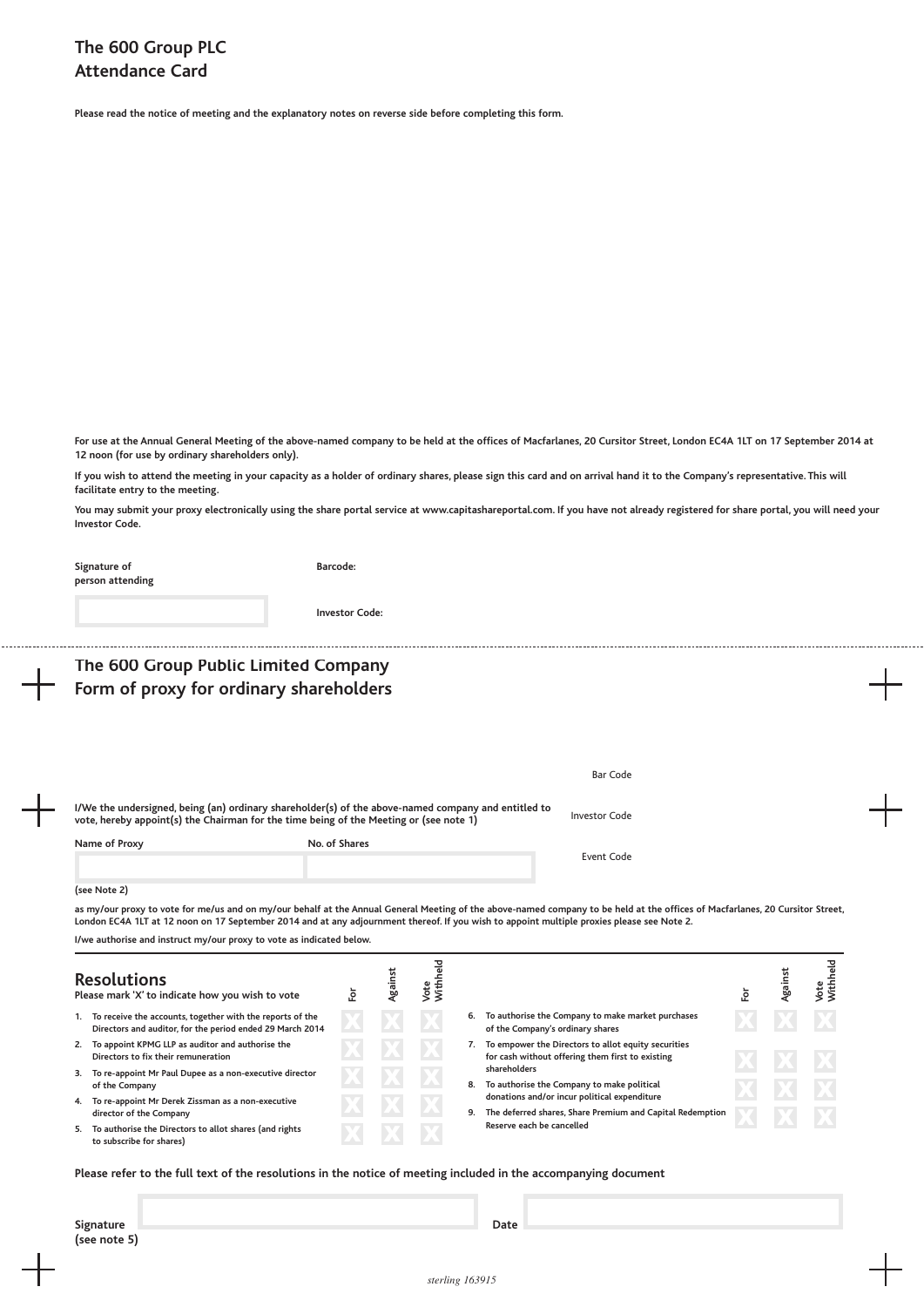# The 600 Group PLC
# Attendance Card

**Please read the notice of meeting and the explanatory notes on reverse side before completing this form.**

**For use at the Annual General Meeting of the above-named company to be held at the offices of Macfarlanes, 20 Cursitor Street, London EC4A 1LT on 17 September 2014 at 12 noon (for use by ordinary shareholders only).**

**If you wish to attend the meeting in your capacity as a holder of ordinary shares, please sign this card and on arrival hand it to the Company's representative. This will facilitate entry to the meeting.**

**You may submit your proxy electronically using the share portal service at www.capitashareportal.com. If you have not already registered for share portal, you will need your Investor Code.**

**Signature of person attending**

**Barcode:**

**Investor Code:**

---

# The 600 Group Public Limited Company
# Form of proxy for ordinary shareholders

Bar Code

Investor Code

Event Code

**I/We the undersigned, being (an) ordinary shareholder(s) of the above-named company and entitled to vote, hereby appoint(s) the Chairman for the time being of the Meeting or (see note 1)**

| Name of Proxy | No. of Shares |
|---|---|
| | |

**(see Note 2)**

**as my/our proxy to vote for me/us and on my/our behalf at the Annual General Meeting of the above-named company to be held at the offices of Macfarlanes, 20 Cursitor Street, London EC4A 1LT at 12 noon on 17 September 2014 and at any adjournment thereof. If you wish to appoint multiple proxies please see Note 2.**

**I/we authorise and instruct my/our proxy to vote as indicated below.**

## Resolutions

**Please mark 'X' to indicate how you wish to vote**

| Resolution | For | Against | Vote Withheld |
|---|---|---|---|
| 1. To receive the accounts, together with the reports of the Directors and auditor, for the period ended 29 March 2014 | X | X | X |
| 2. To appoint KPMG LLP as auditor and authorise the Directors to fix their remuneration | X | X | X |
| 3. To re-appoint Mr Paul Dupee as a non-executive director of the Company | X | X | X |
| 4. To re-appoint Mr Derek Zissman as a non-executive director of the Company | X | X | X |
| 5. To authorise the Directors to allot shares (and rights to subscribe for shares) | X | X | X |
| 6. To authorise the Company to make market purchases of the Company's ordinary shares | X | X | X |
| 7. To empower the Directors to allot equity securities for cash without offering them first to existing shareholders | X | X | X |
| 8. To authorise the Company to make political donations and/or incur political expenditure | X | X | X |
| 9. The deferred shares, Share Premium and Capital Redemption Reserve each be cancelled | X | X | X |

**Please refer to the full text of the resolutions in the notice of meeting included in the accompanying document**

**Signature (see note 5)**

**Date**

*sterling 163915*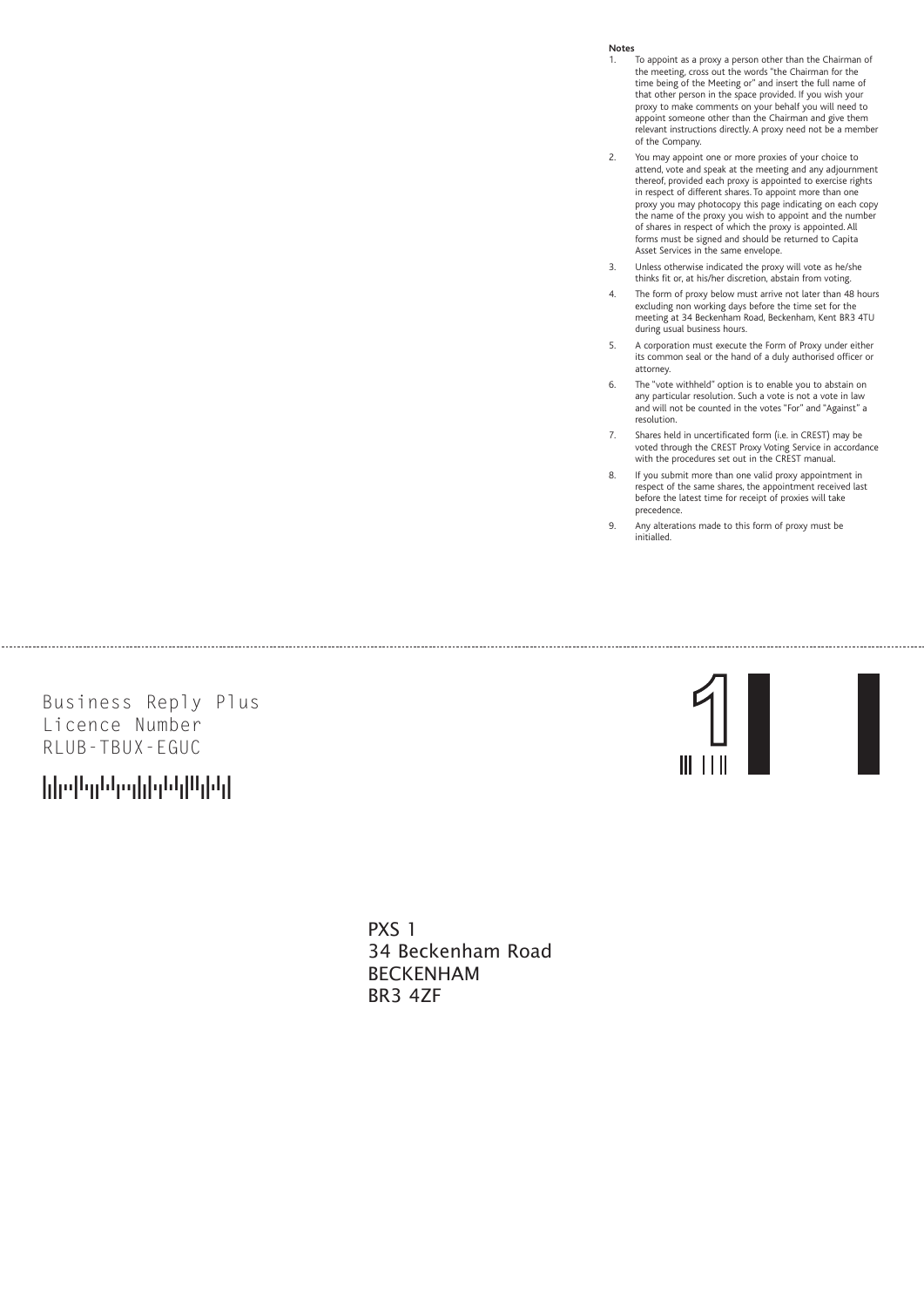**Notes**

1. To appoint as a proxy a person other than the Chairman of the meeting, cross out the words "the Chairman for the time being of the Meeting or" and insert the full name of that other person in the space provided. If you wish your proxy to make comments on your behalf you will need to appoint someone other than the Chairman and give them relevant instructions directly. A proxy need not be a member of the Company.
2. You may appoint one or more proxies of your choice to attend, vote and speak at the meeting and any adjournment thereof, provided each proxy is appointed to exercise rights in respect of different shares. To appoint more than one proxy you may photocopy this page indicating on each copy the name of the proxy you wish to appoint and the number of shares in respect of which the proxy is appointed. All forms must be signed and should be returned to Capita Asset Services in the same envelope.
3. Unless otherwise indicated the proxy will vote as he/she thinks fit or, at his/her discretion, abstain from voting.
4. The form of proxy below must arrive not later than 48 hours excluding non working days before the time set for the meeting at 34 Beckenham Road, Beckenham, Kent BR3 4TU during usual business hours.
5. A corporation must execute the Form of Proxy under either its common seal or the hand of a duly authorised officer or attorney.
6. The "vote withheld" option is to enable you to abstain on any particular resolution. Such a vote is not a vote in law and will not be counted in the votes "For" and "Against" a resolution.
7. Shares held in uncertificated form (i.e. in CREST) may be voted through the CREST Proxy Voting Service in accordance with the procedures set out in the CREST manual.
8. If you submit more than one valid proxy appointment in respect of the same shares, the appointment received last before the latest time for receipt of proxies will take precedence.
9. Any alterations made to this form of proxy must be initialled.

Business Reply Plus
Licence Number
RLUB-TBUX-EGUC

1

PXS 1
34 Beckenham Road
BECKENHAM
BR3 4ZF